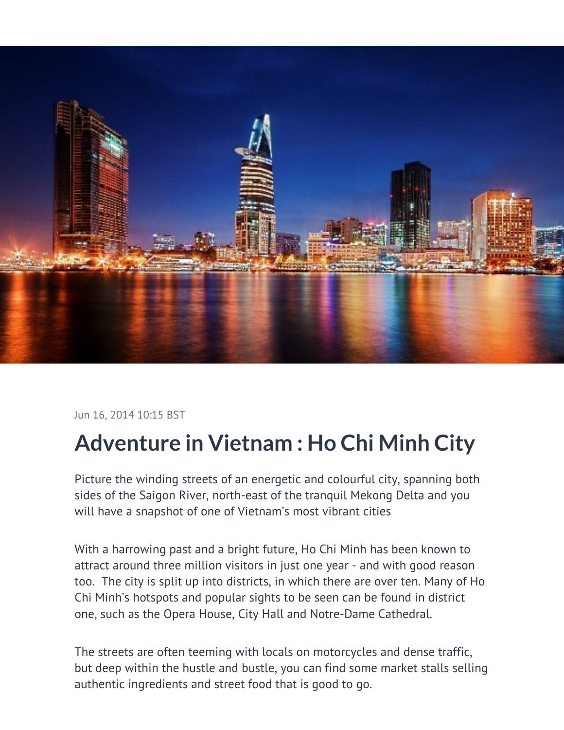Jun 16, 2014 10:15 BST

# Adventure in Vietnam : Ho Chi Minh City

Picture the winding streets of an energetic and colourful city, spanning both sides of the Saigon River, north-east of the tranquil Mekong Delta and you will have a snapshot of one of Vietnam's most vibrant cities

With a harrowing past and a bright future, Ho Chi Minh has been known to attract around three million visitors in just one year - and with good reason too. The city is split up into districts, in which there are over ten. Many of Ho Chi Minh's hotspots and popular sights to be seen can be found in district one, such as the Opera House, City Hall and Notre-Dame Cathedral.

The streets are often teeming with locals on motorcycles and dense traffic, but deep within the hustle and bustle, you can find some market stalls selling authentic ingredients and street food that is good to go.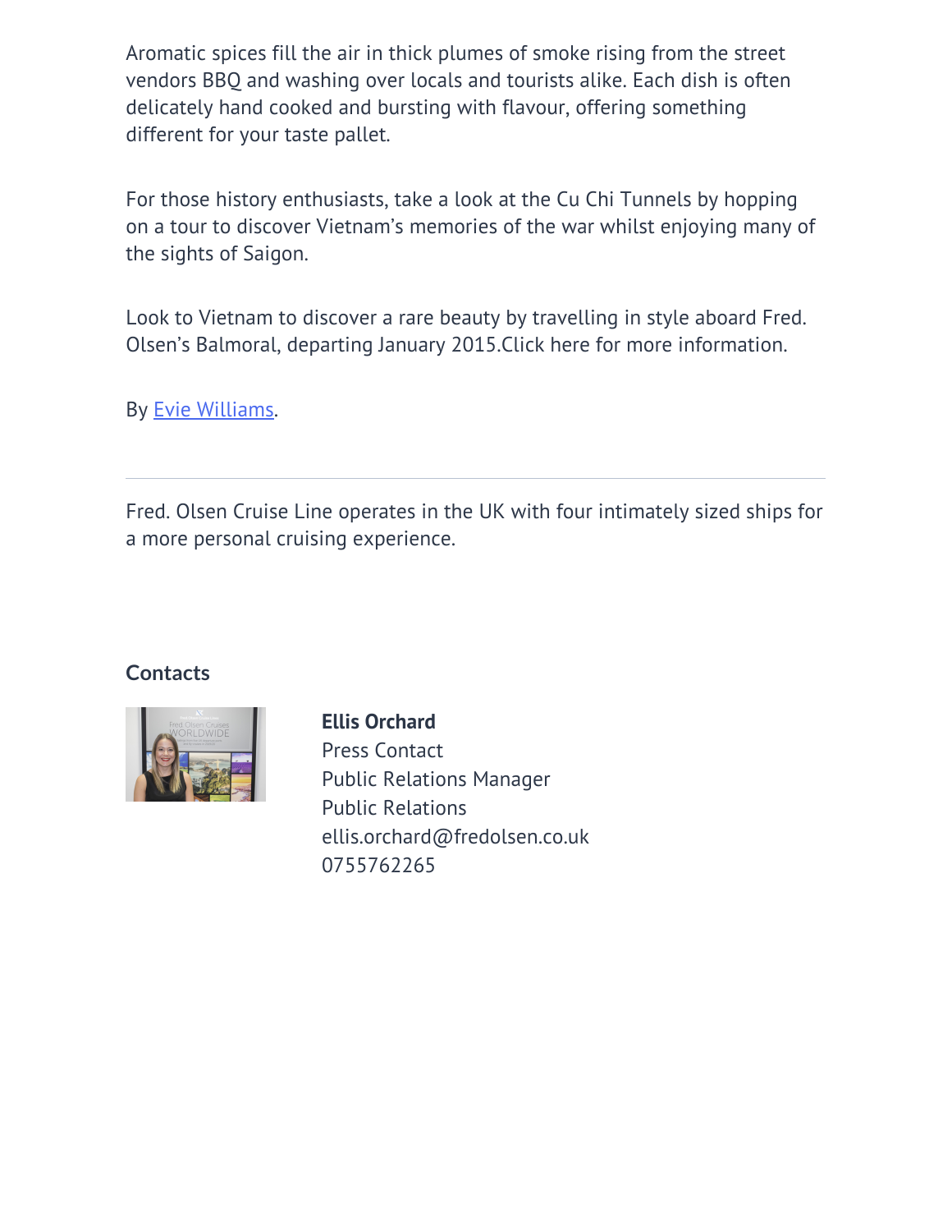Aromatic spices fill the air in thick plumes of smoke rising from the street vendors BBQ and washing over locals and tourists alike. Each dish is often delicately hand cooked and bursting with flavour, offering something different for your taste pallet.

For those history enthusiasts, take a look at the Cu Chi Tunnels by hopping on a tour to discover Vietnam's memories of the war whilst enjoying many of the sights of Saigon.

Look to Vietnam to discover a rare beauty by travelling in style aboard Fred. Olsen's Balmoral, departing January 2015.Click here for more information.

By Evie Williams.

---

Fred. Olsen Cruise Line operates in the UK with four intimately sized ships for a more personal cruising experience.

## Contacts

**Ellis Orchard**
Press Contact
Public Relations Manager
Public Relations
ellis.orchard@fredolsen.co.uk
0755762265